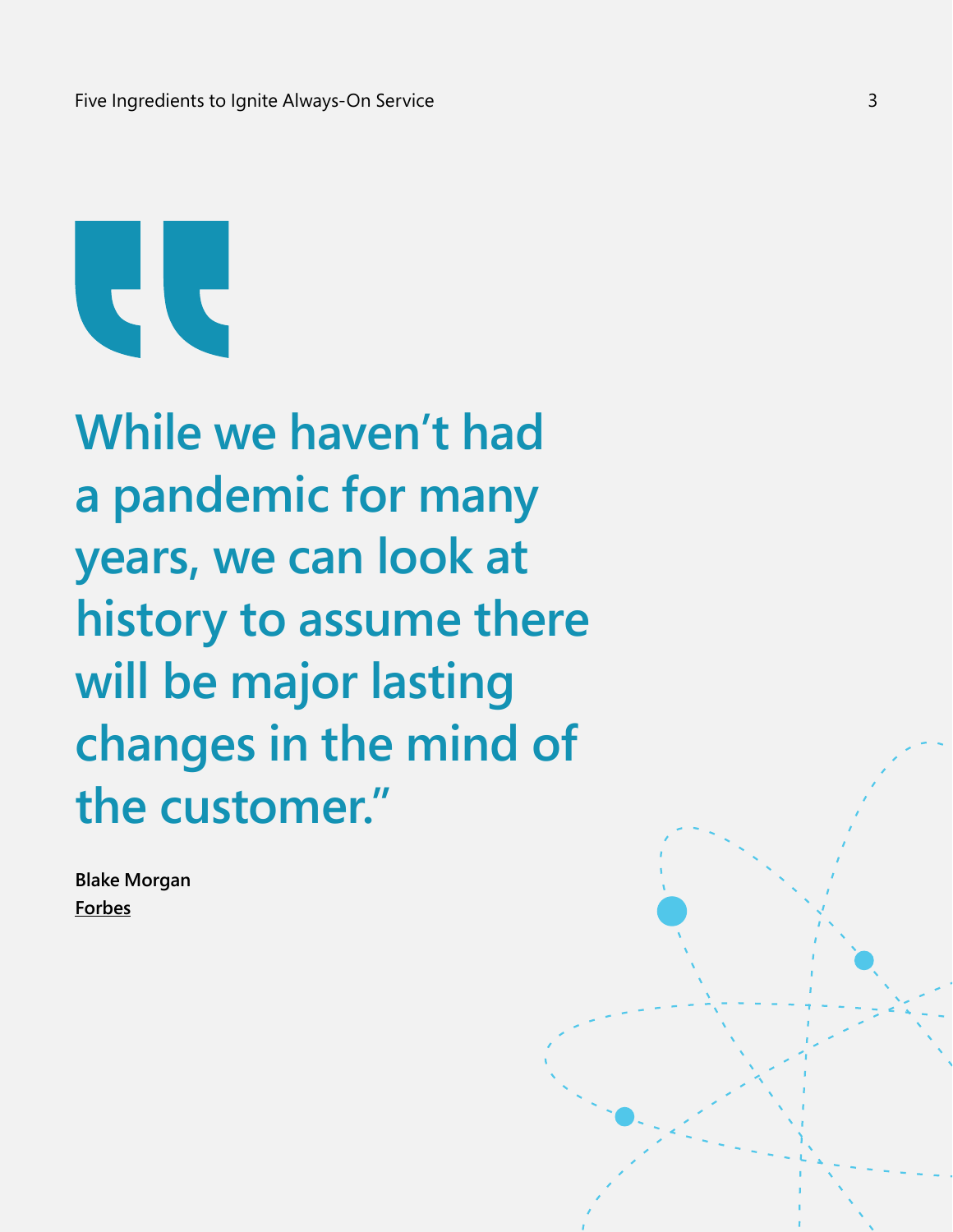> "While we haven't had a pandemic for many years, we can look at history to assume there will be major lasting changes in the mind of the customer."

**Blake Morgan**
**Forbes**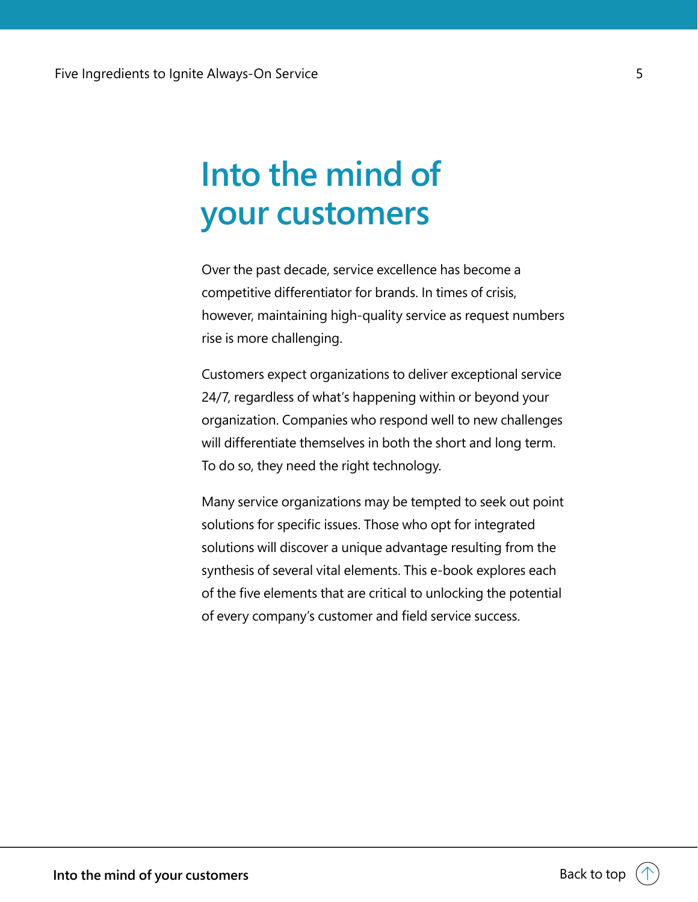# Into the mind of your customers

Over the past decade, service excellence has become a competitive differentiator for brands. In times of crisis, however, maintaining high-quality service as request numbers rise is more challenging.

Customers expect organizations to deliver exceptional service 24/7, regardless of what's happening within or beyond your organization. Companies who respond well to new challenges will differentiate themselves in both the short and long term. To do so, they need the right technology.

Many service organizations may be tempted to seek out point solutions for specific issues. Those who opt for integrated solutions will discover a unique advantage resulting from the synthesis of several vital elements. This e-book explores each of the five elements that are critical to unlocking the potential of every company's customer and field service success.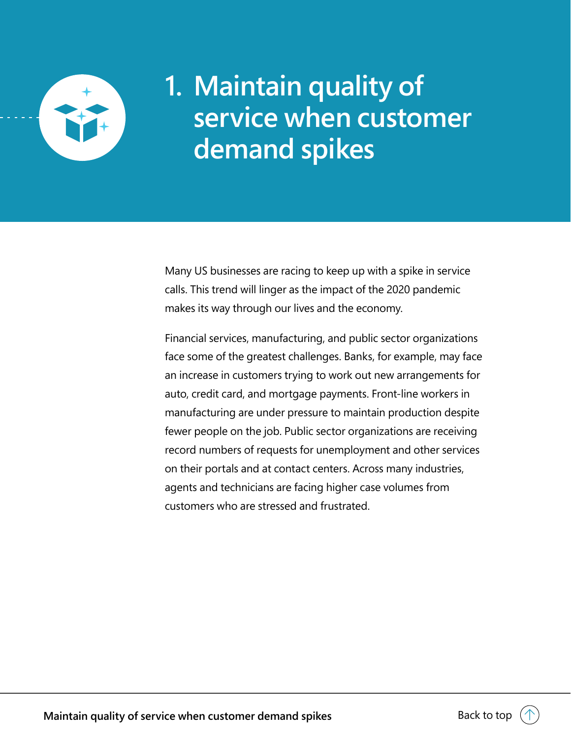# 1. Maintain quality of service when customer demand spikes

Many US businesses are racing to keep up with a spike in service calls. This trend will linger as the impact of the 2020 pandemic makes its way through our lives and the economy.

Financial services, manufacturing, and public sector organizations face some of the greatest challenges. Banks, for example, may face an increase in customers trying to work out new arrangements for auto, credit card, and mortgage payments. Front-line workers in manufacturing are under pressure to maintain production despite fewer people on the job. Public sector organizations are receiving record numbers of requests for unemployment and other services on their portals and at contact centers. Across many industries, agents and technicians are facing higher case volumes from customers who are stressed and frustrated.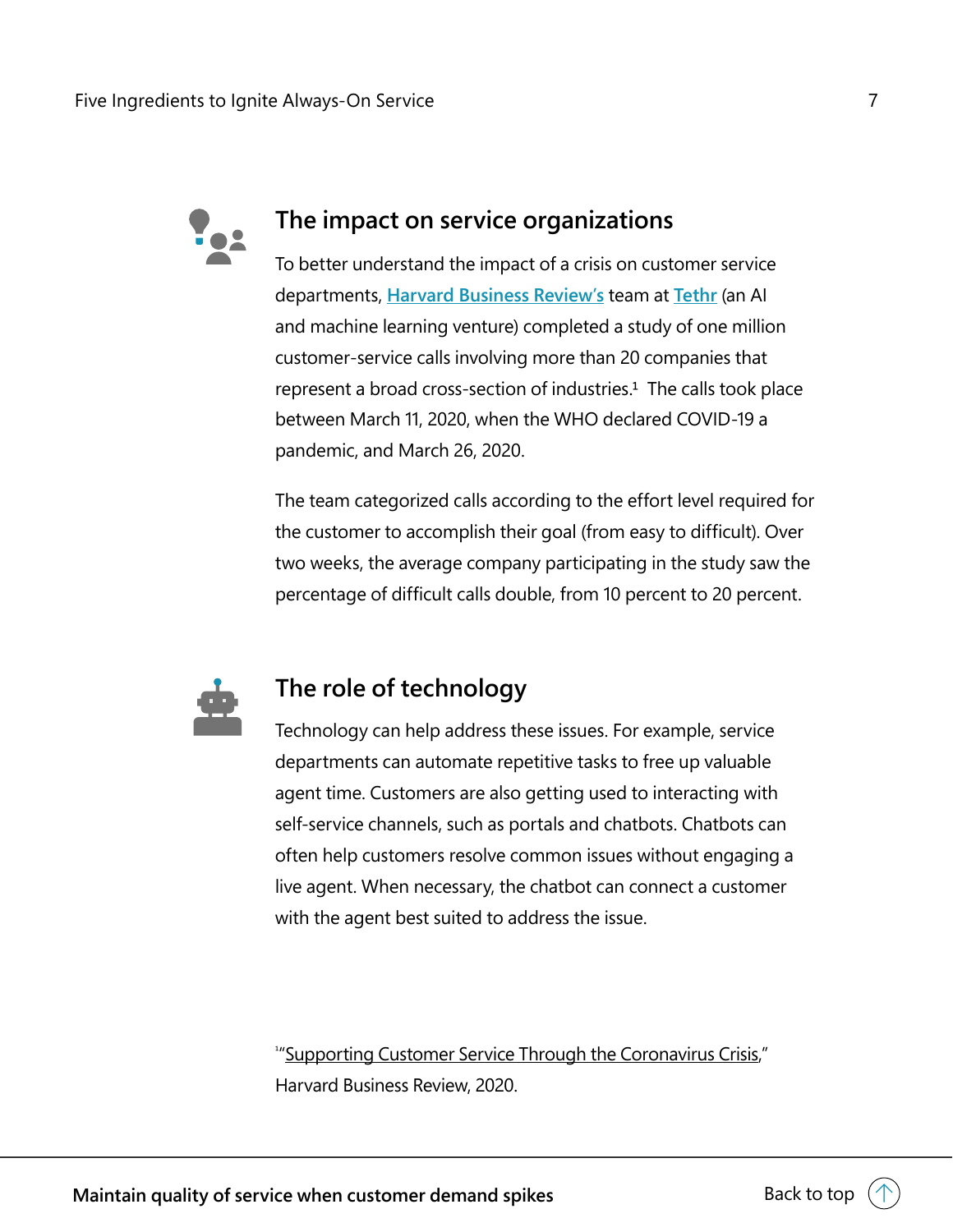## The impact on service organizations

To better understand the impact of a crisis on customer service departments, Harvard Business Review's team at Tethr (an AI and machine learning venture) completed a study of one million customer-service calls involving more than 20 companies that represent a broad cross-section of industries.[1] The calls took place between March 11, 2020, when the WHO declared COVID-19 a pandemic, and March 26, 2020.

The team categorized calls according to the effort level required for the customer to accomplish their goal (from easy to difficult). Over two weeks, the average company participating in the study saw the percentage of difficult calls double, from 10 percent to 20 percent.

## The role of technology

Technology can help address these issues. For example, service departments can automate repetitive tasks to free up valuable agent time. Customers are also getting used to interacting with self-service channels, such as portals and chatbots. Chatbots can often help customers resolve common issues without engaging a live agent. When necessary, the chatbot can connect a customer with the agent best suited to address the issue.

[1] "Supporting Customer Service Through the Coronavirus Crisis," Harvard Business Review, 2020.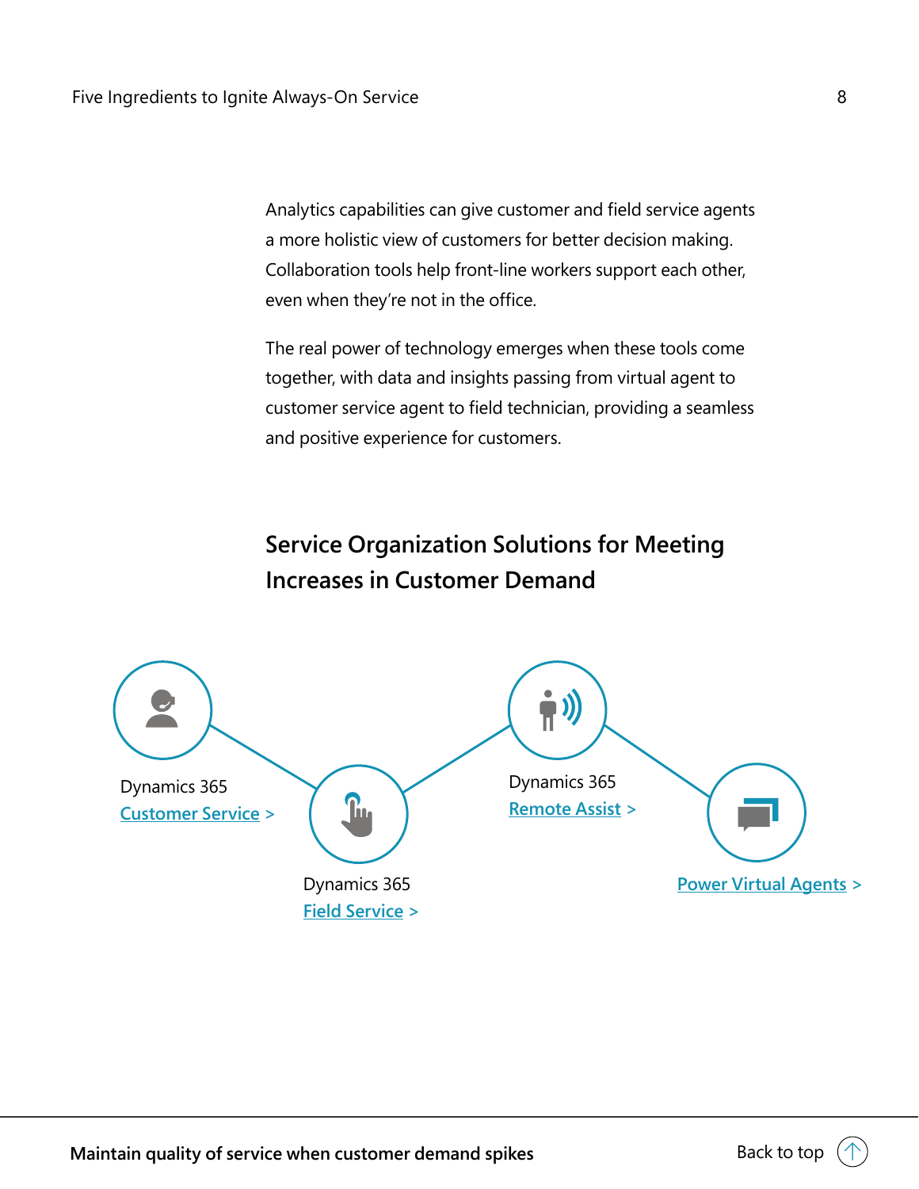Analytics capabilities can give customer and field service agents a more holistic view of customers for better decision making. Collaboration tools help front-line workers support each other, even when they're not in the office.

The real power of technology emerges when these tools come together, with data and insights passing from virtual agent to customer service agent to field technician, providing a seamless and positive experience for customers.

## Service Organization Solutions for Meeting Increases in Customer Demand

Dynamics 365
Customer Service >

Dynamics 365
Field Service >

Dynamics 365
Remote Assist >

Power Virtual Agents >

**Maintain quality of service when customer demand spikes**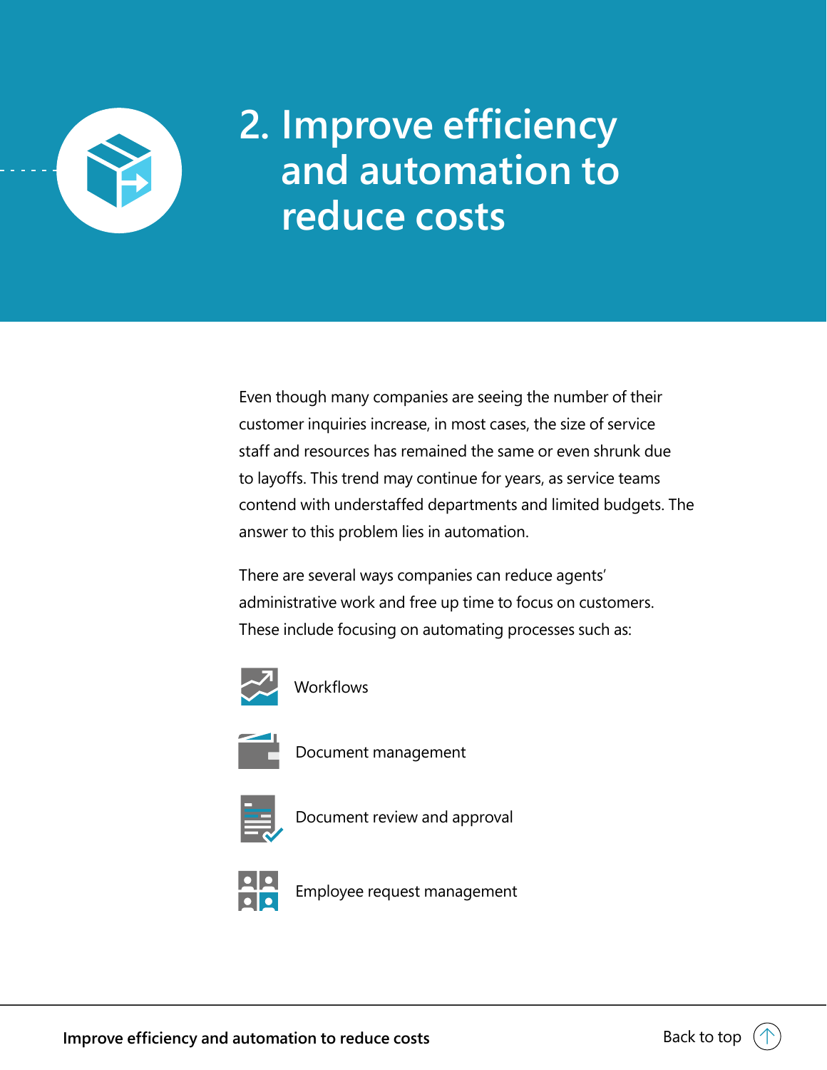# 2. Improve efficiency and automation to reduce costs

Even though many companies are seeing the number of their customer inquiries increase, in most cases, the size of service staff and resources has remained the same or even shrunk due to layoffs. This trend may continue for years, as service teams contend with understaffed departments and limited budgets. The answer to this problem lies in automation.

There are several ways companies can reduce agents' administrative work and free up time to focus on customers. These include focusing on automating processes such as:

- Workflows
- Document management
- Document review and approval
- Employee request management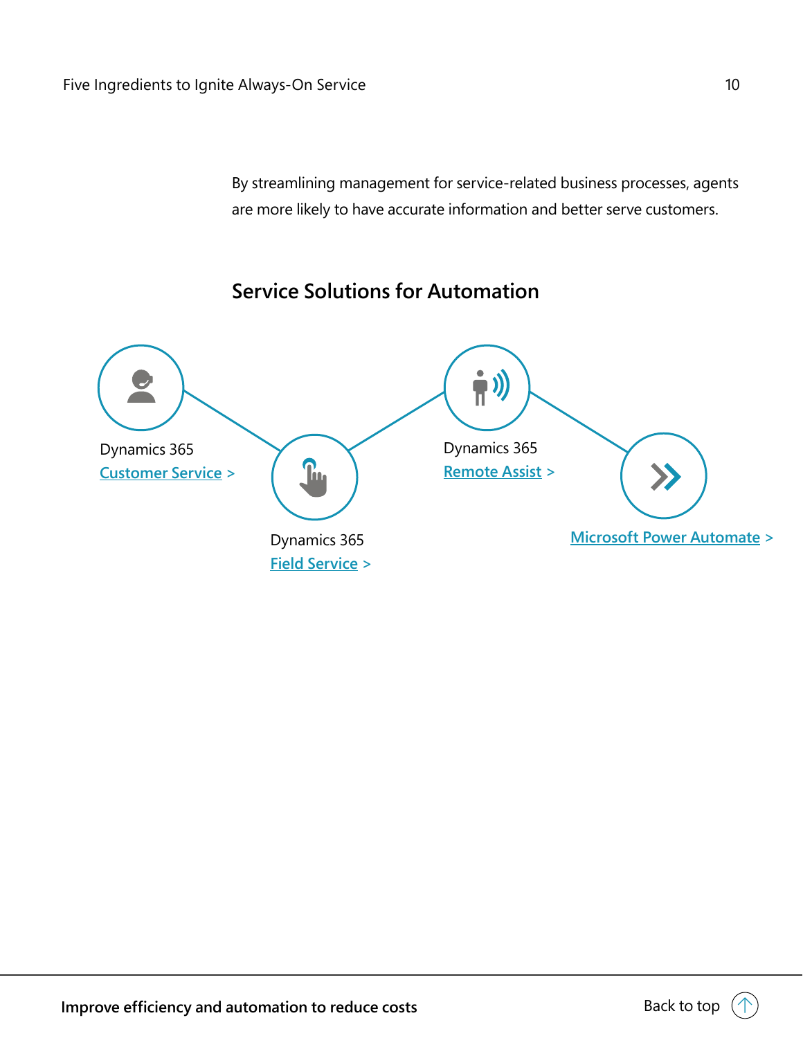By streamlining management for service-related business processes, agents are more likely to have accurate information and better serve customers.

## Service Solutions for Automation

Dynamics 365
Customer Service >

Dynamics 365
Field Service >

Dynamics 365
Remote Assist >

Microsoft Power Automate >

**Improve efficiency and automation to reduce costs**

Back to top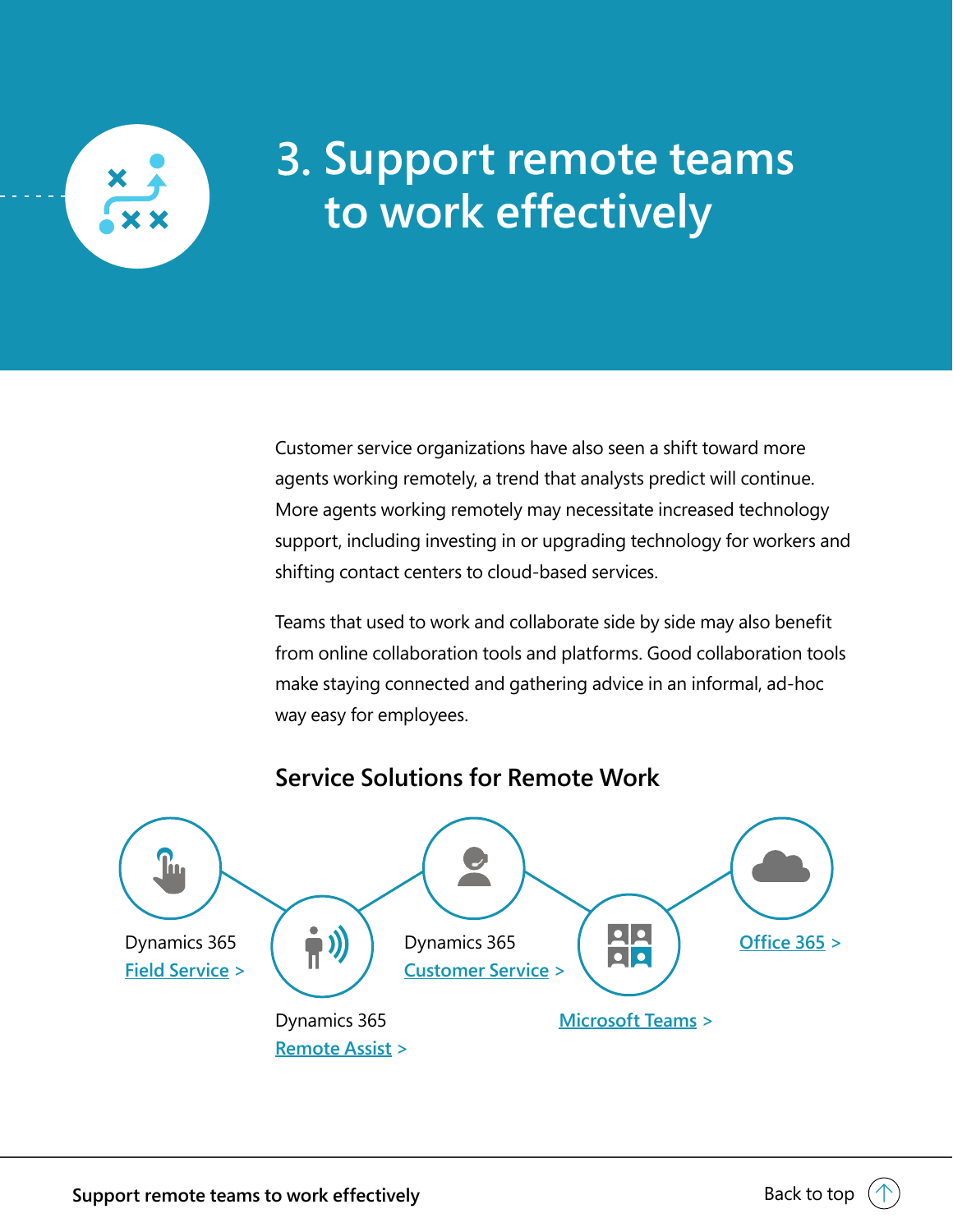# 3. Support remote teams to work effectively

Customer service organizations have also seen a shift toward more agents working remotely, a trend that analysts predict will continue. More agents working remotely may necessitate increased technology support, including investing in or upgrading technology for workers and shifting contact centers to cloud-based services.

Teams that used to work and collaborate side by side may also benefit from online collaboration tools and platforms. Good collaboration tools make staying connected and gathering advice in an informal, ad-hoc way easy for employees.

## Service Solutions for Remote Work

- Dynamics 365 Field Service >
- Dynamics 365 Remote Assist >
- Dynamics 365 Customer Service >
- Microsoft Teams >
- Office 365 >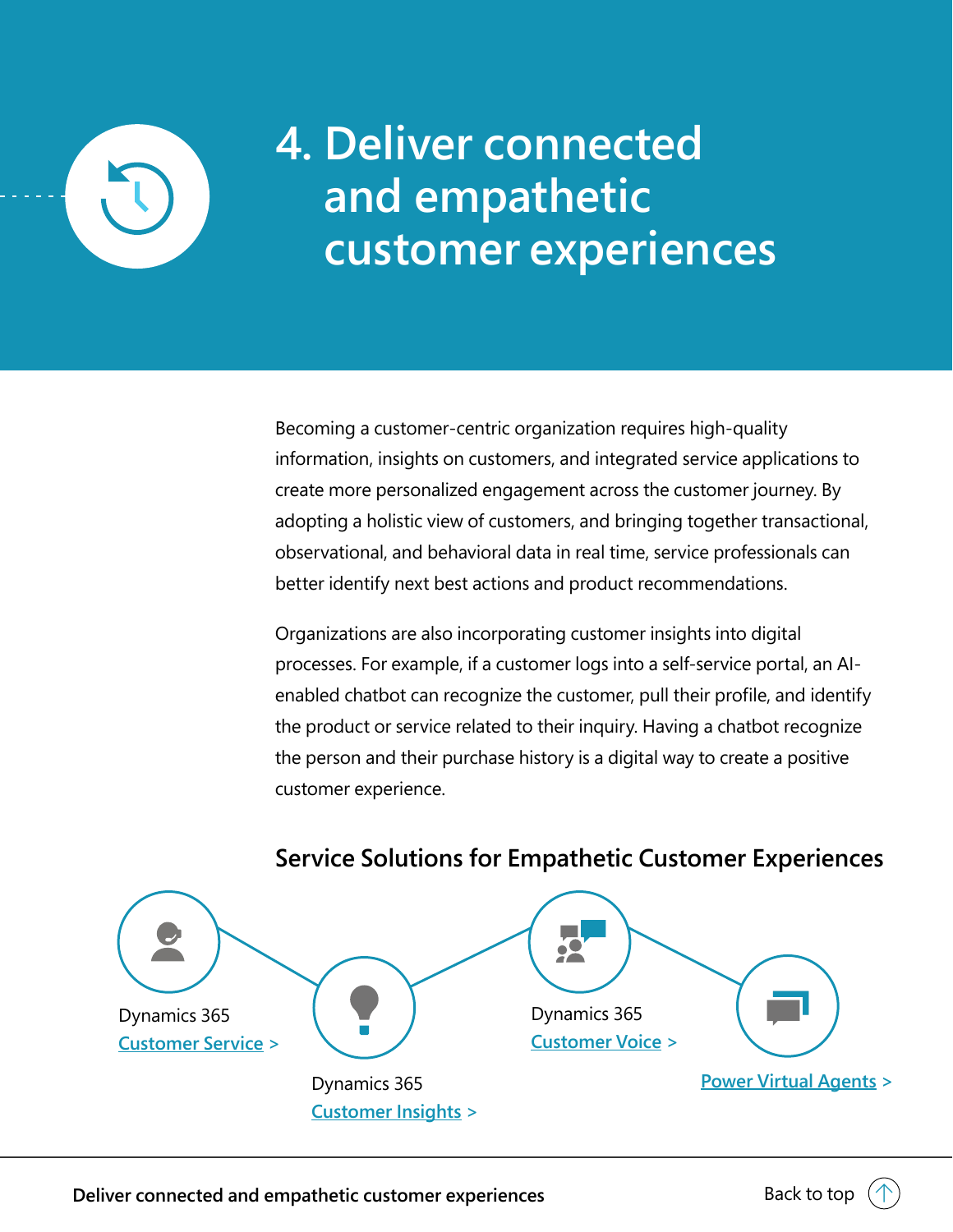# 4. Deliver connected and empathetic customer experiences

Becoming a customer-centric organization requires high-quality information, insights on customers, and integrated service applications to create more personalized engagement across the customer journey. By adopting a holistic view of customers, and bringing together transactional, observational, and behavioral data in real time, service professionals can better identify next best actions and product recommendations.

Organizations are also incorporating customer insights into digital processes. For example, if a customer logs into a self-service portal, an AI-enabled chatbot can recognize the customer, pull their profile, and identify the product or service related to their inquiry. Having a chatbot recognize the person and their purchase history is a digital way to create a positive customer experience.

## Service Solutions for Empathetic Customer Experiences

- Dynamics 365 Customer Service >
- Dynamics 365 Customer Insights >
- Dynamics 365 Customer Voice >
- Power Virtual Agents >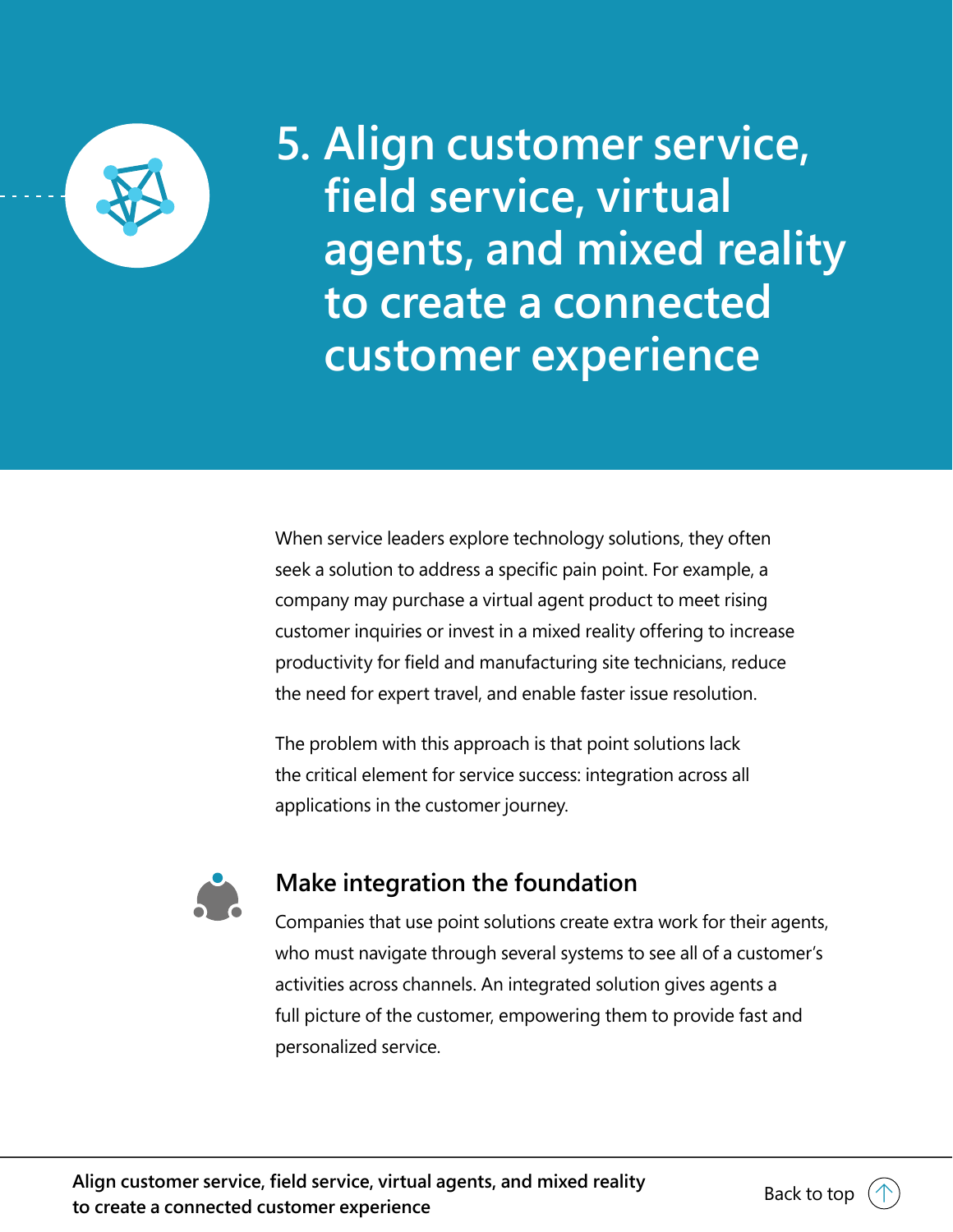# 5. Align customer service, field service, virtual agents, and mixed reality to create a connected customer experience

When service leaders explore technology solutions, they often seek a solution to address a specific pain point. For example, a company may purchase a virtual agent product to meet rising customer inquiries or invest in a mixed reality offering to increase productivity for field and manufacturing site technicians, reduce the need for expert travel, and enable faster issue resolution.

The problem with this approach is that point solutions lack the critical element for service success: integration across all applications in the customer journey.

## Make integration the foundation

Companies that use point solutions create extra work for their agents, who must navigate through several systems to see all of a customer's activities across channels. An integrated solution gives agents a full picture of the customer, empowering them to provide fast and personalized service.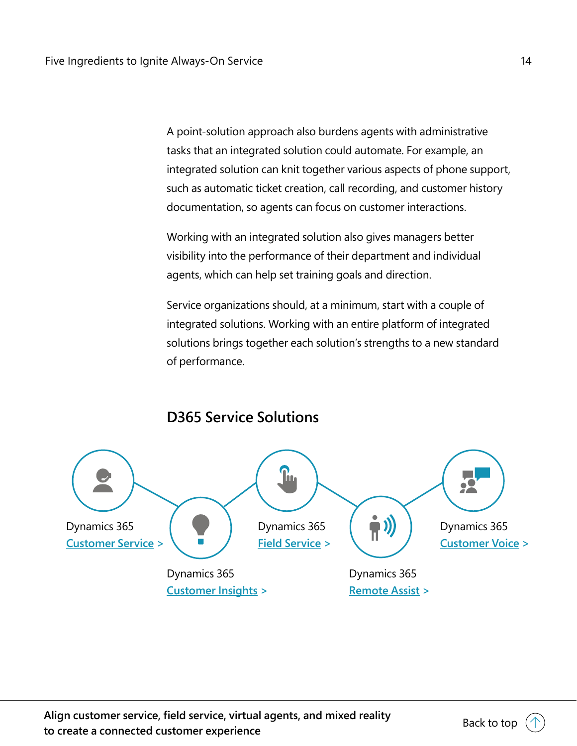A point-solution approach also burdens agents with administrative tasks that an integrated solution could automate. For example, an integrated solution can knit together various aspects of phone support, such as automatic ticket creation, call recording, and customer history documentation, so agents can focus on customer interactions.

Working with an integrated solution also gives managers better visibility into the performance of their department and individual agents, which can help set training goals and direction.

Service organizations should, at a minimum, start with a couple of integrated solutions. Working with an entire platform of integrated solutions brings together each solution's strengths to a new standard of performance.

## D365 Service Solutions

Dynamics 365
Customer Service >

Dynamics 365
Customer Insights >

Dynamics 365
Field Service >

Dynamics 365
Remote Assist >

Dynamics 365
Customer Voice >

**Align customer service, field service, virtual agents, and mixed reality to create a connected customer experience**

Back to top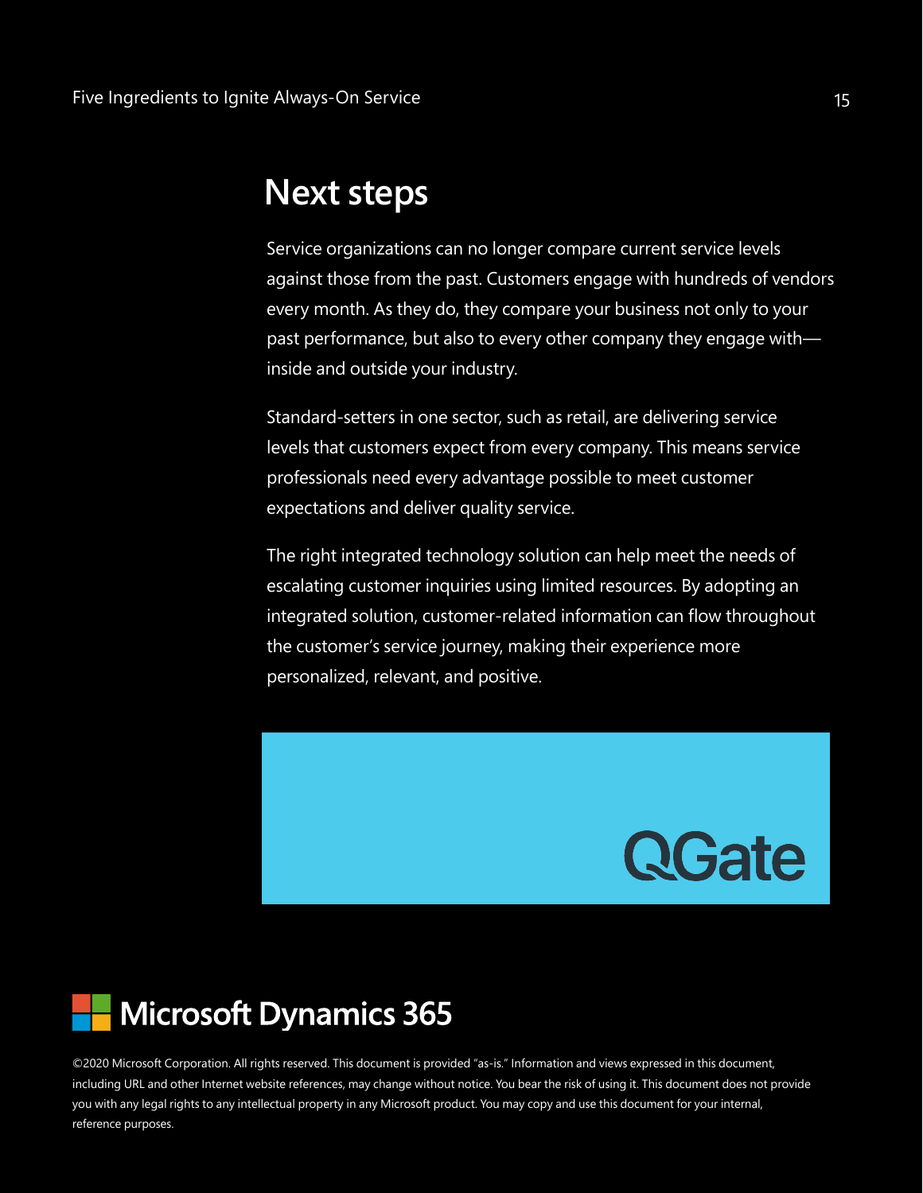## Next steps

Service organizations can no longer compare current service levels against those from the past. Customers engage with hundreds of vendors every month. As they do, they compare your business not only to your past performance, but also to every other company they engage with—inside and outside your industry.

Standard-setters in one sector, such as retail, are delivering service levels that customers expect from every company. This means service professionals need every advantage possible to meet customer expectations and deliver quality service.

The right integrated technology solution can help meet the needs of escalating customer inquiries using limited resources. By adopting an integrated solution, customer-related information can flow throughout the customer's service journey, making their experience more personalized, relevant, and positive.

QGate

Microsoft Dynamics 365

©2020 Microsoft Corporation. All rights reserved. This document is provided "as-is." Information and views expressed in this document, including URL and other Internet website references, may change without notice. You bear the risk of using it. This document does not provide you with any legal rights to any intellectual property in any Microsoft product. You may copy and use this document for your internal, reference purposes.